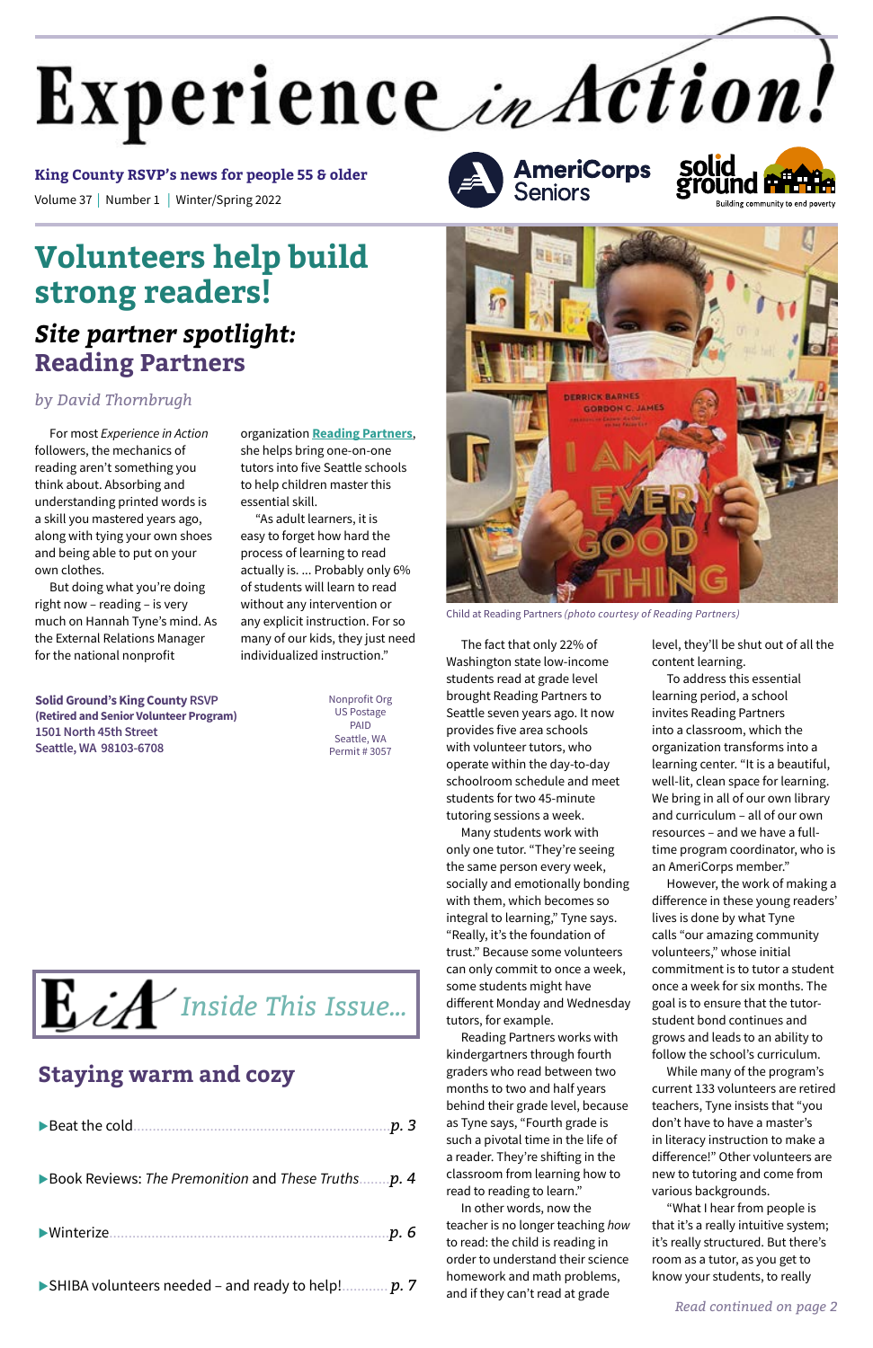# Experience *in* Action!

**King County RSVP's news for people 55 & older**

Volume 37 | Number 1 | Winter/Spring 2022

## Volunteers help build strong readers!

### *Site partner spotlight:* Reading Partners

*by David Thornbrugh*

For most *Experience in Action* followers, the mechanics of reading aren't something you think about. Absorbing and understanding printed words is a skill you mastered years ago, along with tying your own shoes and being able to put on your own clothes.

But doing what you're doing right now – reading – is very much on Hannah Tyne's mind. As the External Relations Manager for the national nonprofit organization **Reading Partners**, she helps bring one-on-one tutors into five Seattle schools to help children master this essential skill.

"As adult learners, it is easy to forget how hard the process of learning to read actually is. ... Probably only 6% of students will learn to read without any intervention or any explicit instruction. For so many of our kids, they just need individualized instruction."

Child at Reading Partners *(photo courtesy of Reading Partners)*

The fact that only 22% of Washington state low-income students read at grade level brought Reading Partners to Seattle seven years ago. It now provides five area schools with volunteer tutors, who operate within the day-to-day schoolroom schedule and meet students for two 45-minute tutoring sessions a week.

Many students work with only one tutor. "They're seeing the same person every week, socially and emotionally bonding with them, which becomes so integral to learning," Tyne says. "Really, it's the foundation of trust." Because some volunteers can only commit to once a week, some students might have different Monday and Wednesday tutors, for example.

Reading Partners works with kindergartners through fourth graders who read between two months to two and half years behind their grade level, because as Tyne says, "Fourth grade is such a pivotal time in the life of a reader. They're shifting in the classroom from learning how to read to reading to learn."

In other words, now the teacher is no longer teaching *how* to read: the child is reading in order to understand their science homework and math problems, and if they can't read at grade level, they'll be shut out of all the content learning.

To address this essential learning period, a school invites Reading Partners into a classroom, which the organization transforms into a learning center. "It is a beautiful, well-lit, clean space for learning. We bring in all of our own library and curriculum – all of our own resources – and we have a full-time program coordinator, who is an AmeriCorps member."

However, the work of making a difference in these young readers' lives is done by what Tyne calls "our amazing community volunteers," whose initial commitment is to tutor a student once a week for six months. The goal is to ensure that the tutor-student bond continues and grows and leads to an ability to follow the school's curriculum.

While many of the program's current 133 volunteers are retired teachers, Tyne insists that "you don't have to have a master's in literacy instruction to make a difference!" Other volunteers are new to tutoring and come from various backgrounds.

"What I hear from people is that it's a really intuitive system; it's really structured. But there's room as a tutor, as you get to know your students, to really

*Read continued on page 2*

**Solid Ground's King County RSVP (Retired and Senior Volunteer Program)**
**1501 North 45th Street**
**Seattle, WA 98103-6708**

Nonprofit Org
US Postage
PAID
Seattle, WA
Permit # 3057

## EiA *Inside This Issue...*

### Staying warm and cozy

- Beat the cold ... *p. 3*
- Book Reviews: *The Premonition* and *These Truths* ... *p. 4*
- Winterize ... *p. 6*
- SHIBA volunteers needed – and ready to help! ... *p. 7*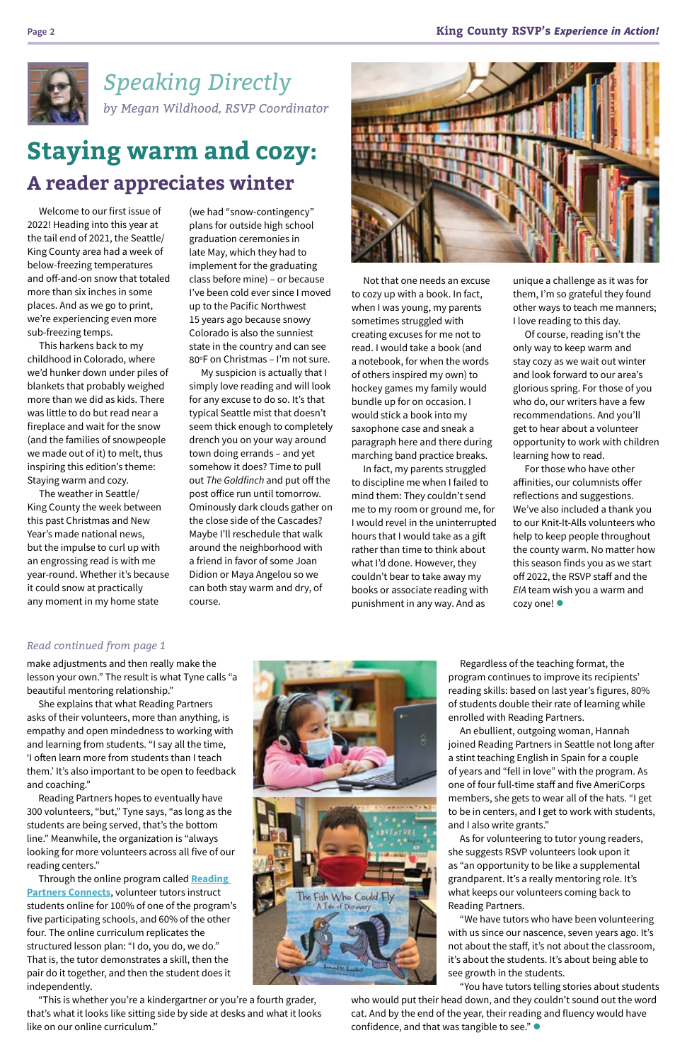## Speaking Directly

*by Megan Wildhood, RSVP Coordinator*

# Staying warm and cozy:

## A reader appreciates winter

Welcome to our first issue of 2022! Heading into this year at the tail end of 2021, the Seattle/King County area had a week of below-freezing temperatures and off-and-on snow that totaled more than six inches in some places. And as we go to print, we're experiencing even more sub-freezing temps.

This harkens back to my childhood in Colorado, where we'd hunker down under piles of blankets that probably weighed more than we did as kids. There was little to do but read near a fireplace and wait for the snow (and the families of snowpeople we made out of it) to melt, thus inspiring this edition's theme: Staying warm and cozy.

The weather in Seattle/King County the week between this past Christmas and New Year's made national news, but the impulse to curl up with an engrossing read is with me year-round. Whether it's because it could snow at practically any moment in my home state (we had "snow-contingency" plans for outside high school graduation ceremonies in late May, which they had to implement for the graduating class before mine) – or because I've been cold ever since I moved up to the Pacific Northwest 15 years ago because snowy Colorado is also the sunniest state in the country and can see 80ºF on Christmas – I'm not sure.

My suspicion is actually that I simply love reading and will look for any excuse to do so. It's that typical Seattle mist that doesn't seem thick enough to completely drench you on your way around town doing errands – and yet somehow it does? Time to pull out *The Goldfinch* and put off the post office run until tomorrow. Ominously dark clouds gather on the close side of the Cascades? Maybe I'll reschedule that walk around the neighborhood with a friend in favor of some Joan Didion or Maya Angelou so we can both stay warm and dry, of course.

Not that one needs an excuse to cozy up with a book. In fact, when I was young, my parents sometimes struggled with creating excuses for me not to read. I would take a book (and a notebook, for when the words of others inspired my own) to hockey games my family would bundle up for on occasion. I would stick a book into my saxophone case and sneak a paragraph here and there during marching band practice breaks.

In fact, my parents struggled to discipline me when I failed to mind them: They couldn't send me to my room or ground me, for I would revel in the uninterrupted hours that I would take as a gift rather than time to think about what I'd done. However, they couldn't bear to take away my books or associate reading with punishment in any way. And as unique a challenge as it was for them, I'm so grateful they found other ways to teach me manners; I love reading to this day.

Of course, reading isn't the only way to keep warm and stay cozy as we wait out winter and look forward to our area's glorious spring. For those of you who do, our writers have a few recommendations. And you'll get to hear about a volunteer opportunity to work with children learning how to read.

For those who have other affinities, our columnists offer reflections and suggestions. We've also included a thank you to our Knit-It-Alls volunteers who help to keep people throughout the county warm. No matter how this season finds you as we start off 2022, the RSVP staff and the *EIA* team wish you a warm and cozy one!

*Read continued from page 1*

make adjustments and then really make the lesson your own." The result is what Tyne calls "a beautiful mentoring relationship."

She explains that what Reading Partners asks of their volunteers, more than anything, is empathy and open mindedness to working with and learning from students. "I say all the time, 'I often learn more from students than I teach them.' It's also important to be open to feedback and coaching."

Reading Partners hopes to eventually have 300 volunteers, "but," Tyne says, "as long as the students are being served, that's the bottom line." Meanwhile, the organization is "always looking for more volunteers across all five of our reading centers."

Through the online program called **Reading Partners Connects**, volunteer tutors instruct students online for 100% of one of the program's five participating schools, and 60% of the other four. The online curriculum replicates the structured lesson plan: "I do, you do, we do." That is, the tutor demonstrates a skill, then the pair do it together, and then the student does it independently.

"This is whether you're a kindergartner or you're a fourth grader, that's what it looks like sitting side by side at desks and what it looks like on our online curriculum."

Regardless of the teaching format, the program continues to improve its recipients' reading skills: based on last year's figures, 80% of students double their rate of learning while enrolled with Reading Partners.

An ebullient, outgoing woman, Hannah joined Reading Partners in Seattle not long after a stint teaching English in Spain for a couple of years and "fell in love" with the program. As one of four full-time staff and five AmeriCorps members, she gets to wear all of the hats. "I get to be in centers, and I get to work with students, and I also write grants."

As for volunteering to tutor young readers, she suggests RSVP volunteers look upon it as "an opportunity to be like a supplemental grandparent. It's a really mentoring role. It's what keeps our volunteers coming back to Reading Partners.

"We have tutors who have been volunteering with us since our nascence, seven years ago. It's not about the staff, it's not about the classroom, it's about the students. It's about being able to see growth in the students.

"You have tutors telling stories about students who would put their head down, and they couldn't sound out the word cat. And by the end of the year, their reading and fluency would have confidence, and that was tangible to see."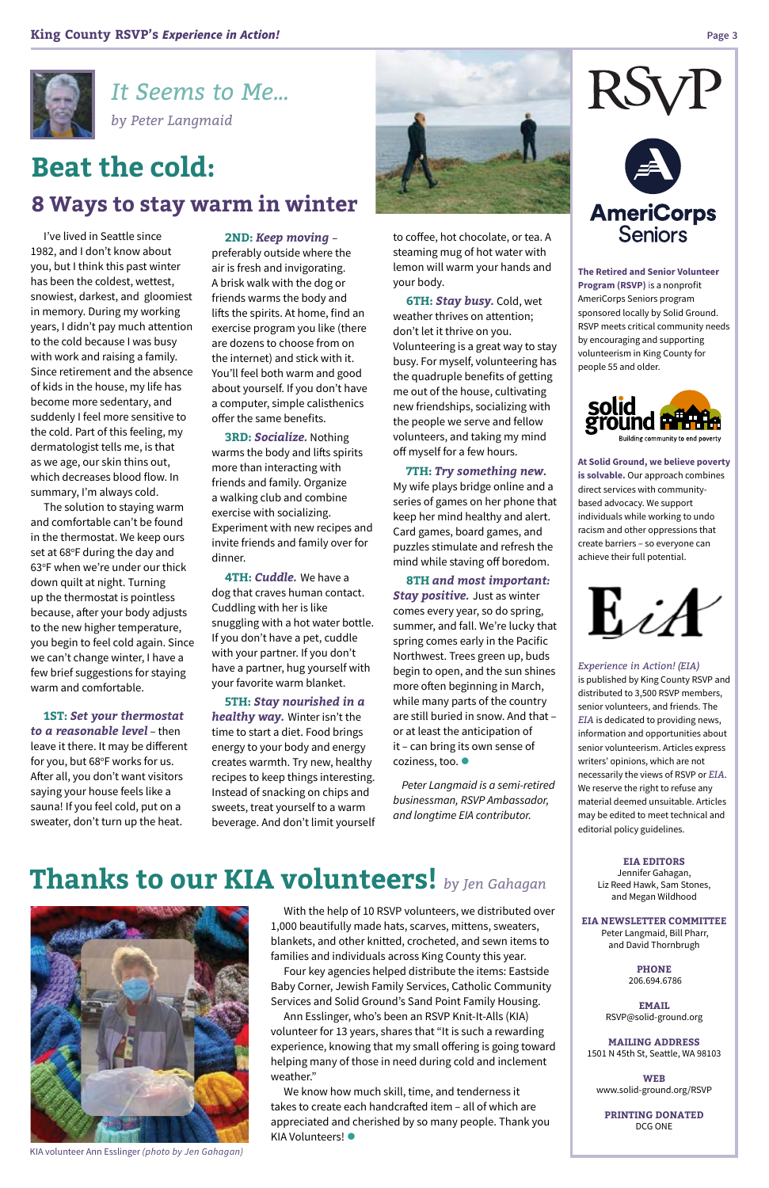## It Seems to Me...

*by Peter Langmaid*

# Beat the cold:

## 8 Ways to stay warm in winter

I've lived in Seattle since 1982, and I don't know about you, but I think this past winter has been the coldest, wettest, snowiest, darkest, and gloomiest in memory. During my working years, I didn't pay much attention to the cold because I was busy with work and raising a family. Since retirement and the absence of kids in the house, my life has become more sedentary, and suddenly I feel more sensitive to the cold. Part of this feeling, my dermatologist tells me, is that as we age, our skin thins out, which decreases blood flow. In summary, I'm always cold.

The solution to staying warm and comfortable can't be found in the thermostat. We keep ours set at 68°F during the day and 63°F when we're under our thick down quilt at night. Turning up the thermostat is pointless because, after your body adjusts to the new higher temperature, you begin to feel cold again. Since we can't change winter, I have a few brief suggestions for staying warm and comfortable.

**1ST:** ***Set your thermostat to a reasonable level*** – then leave it there. It may be different for you, but 68°F works for us. After all, you don't want visitors saying your house feels like a sauna! If you feel cold, put on a sweater, don't turn up the heat.

**2ND:** ***Keep moving*** – preferably outside where the air is fresh and invigorating. A brisk walk with the dog or friends warms the body and lifts the spirits. At home, find an exercise program you like (there are dozens to choose from on the internet) and stick with it. You'll feel both warm and good about yourself. If you don't have a computer, simple calisthenics offer the same benefits.

**3RD:** ***Socialize.*** Nothing warms the body and lifts spirits more than interacting with friends and family. Organize a walking club and combine exercise with socializing. Experiment with new recipes and invite friends and family over for dinner.

**4TH:** ***Cuddle.*** We have a dog that craves human contact. Cuddling with her is like snuggling with a hot water bottle. If you don't have a pet, cuddle with your partner. If you don't have a partner, hug yourself with your favorite warm blanket.

**5TH:** ***Stay nourished in a healthy way.*** Winter isn't the time to start a diet. Food brings energy to your body and energy creates warmth. Try new, healthy recipes to keep things interesting. Instead of snacking on chips and sweets, treat yourself to a warm beverage. And don't limit yourself to coffee, hot chocolate, or tea. A steaming mug of hot water with lemon will warm your hands and your body.

**6TH:** ***Stay busy.*** Cold, wet weather thrives on attention; don't let it thrive on you. Volunteering is a great way to stay busy. For myself, volunteering has the quadruple benefits of getting me out of the house, cultivating new friendships, socializing with the people we serve and fellow volunteers, and taking my mind off myself for a few hours.

**7TH:** ***Try something new.*** My wife plays bridge online and a series of games on her phone that keep her mind healthy and alert. Card games, board games, and puzzles stimulate and refresh the mind while staving off boredom.

**8TH** ***and most important: Stay positive.*** Just as winter comes every year, so do spring, summer, and fall. We're lucky that spring comes early in the Pacific Northwest. Trees green up, buds begin to open, and the sun shines more often beginning in March, while many parts of the country are still buried in snow. And that – or at least the anticipation of it – can bring its own sense of coziness, too. ●

*Peter Langmaid is a semi-retired businessman, RSVP Ambassador, and longtime EIA contributor.*

# Thanks to our KIA volunteers! *by Jen Gagahan*

With the help of 10 RSVP volunteers, we distributed over 1,000 beautifully made hats, scarves, mittens, sweaters, blankets, and other knitted, crocheted, and sewn items to families and individuals across King County this year.

Four key agencies helped distribute the items: Eastside Baby Corner, Jewish Family Services, Catholic Community Services and Solid Ground's Sand Point Family Housing.

Ann Esslinger, who's been an RSVP Knit-It-Alls (KIA) volunteer for 13 years, shares that "It is such a rewarding experience, knowing that my small offering is going toward helping many of those in need during cold and inclement weather."

We know how much skill, time, and tenderness it takes to create each handcrafted item – all of which are appreciated and cherished by so many people. Thank you KIA Volunteers! ●

KIA volunteer Ann Esslinger *(photo by Jen Gahagan)*

---

RSVP

AmeriCorps Seniors

**The Retired and Senior Volunteer Program (RSVP)** is a nonprofit AmeriCorps Seniors program sponsored locally by Solid Ground. RSVP meets critical community needs by encouraging and supporting volunteerism in King County for people 55 and older.

solid ground — Building community to end poverty

**At Solid Ground, we believe poverty is solvable.** Our approach combines direct services with community-based advocacy. We support individuals while working to undo racism and other oppressions that create barriers – so everyone can achieve their full potential.

EiA

*Experience in Action! (EIA)* is published by King County RSVP and distributed to 3,500 RSVP members, senior volunteers, and friends. The *EIA* is dedicated to providing news, information and opportunities about senior volunteerism. Articles express writers' opinions, which are not necessarily the views of RSVP or *EIA*. We reserve the right to refuse any material deemed unsuitable. Articles may be edited to meet technical and editorial policy guidelines.

**EIA EDITORS**
Jennifer Gahagan, Liz Reed Hawk, Sam Stones, and Megan Wildhood

**EIA NEWSLETTER COMMITTEE**
Peter Langmaid, Bill Pharr, and David Thornbrugh

**PHONE**
206.694.6786

**EMAIL**
RSVP@solid-ground.org

**MAILING ADDRESS**
1501 N 45th St, Seattle, WA 98103

**WEB**
www.solid-ground.org/RSVP

**PRINTING DONATED**
DCG ONE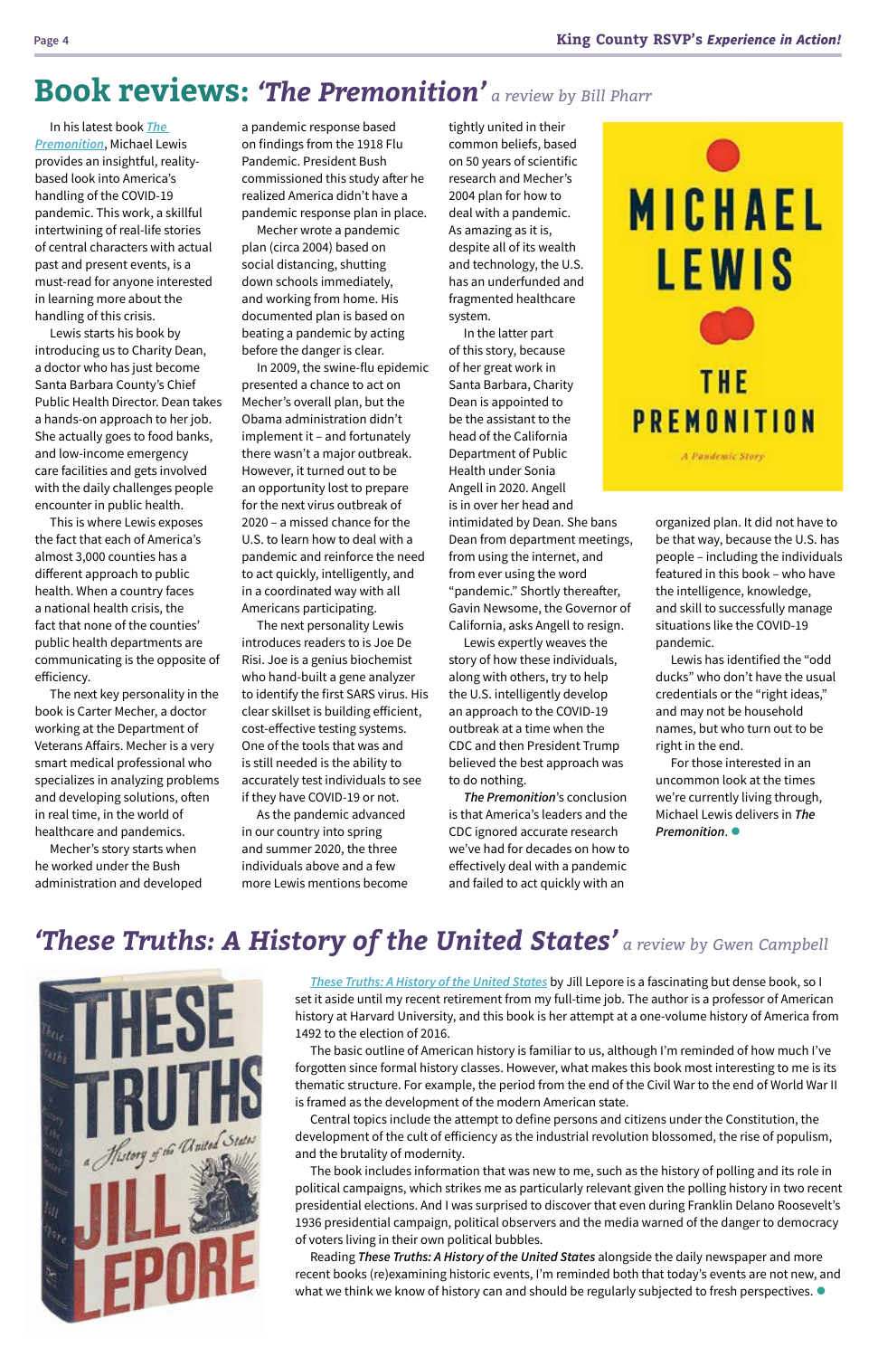# Book reviews: *'The Premonition'* *a review by Bill Pharr*

In his latest book *The Premonition*, Michael Lewis provides an insightful, reality-based look into America's handling of the COVID-19 pandemic. This work, a skillful intertwining of real-life stories of central characters with actual past and present events, is a must-read for anyone interested in learning more about the handling of this crisis.

Lewis starts his book by introducing us to Charity Dean, a doctor who has just become Santa Barbara County's Chief Public Health Director. Dean takes a hands-on approach to her job. She actually goes to food banks, and low-income emergency care facilities and gets involved with the daily challenges people encounter in public health.

This is where Lewis exposes the fact that each of America's almost 3,000 counties has a different approach to public health. When a country faces a national health crisis, the fact that none of the counties' public health departments are communicating is the opposite of efficiency.

The next key personality in the book is Carter Mecher, a doctor working at the Department of Veterans Affairs. Mecher is a very smart medical professional who specializes in analyzing problems and developing solutions, often in real time, in the world of healthcare and pandemics.

Mecher's story starts when he worked under the Bush administration and developed a pandemic response based on findings from the 1918 Flu Pandemic. President Bush commissioned this study after he realized America didn't have a pandemic response plan in place.

Mecher wrote a pandemic plan (circa 2004) based on social distancing, shutting down schools immediately, and working from home. His documented plan is based on beating a pandemic by acting before the danger is clear.

In 2009, the swine-flu epidemic presented a chance to act on Mecher's overall plan, but the Obama administration didn't implement it – and fortunately there wasn't a major outbreak. However, it turned out to be an opportunity lost to prepare for the next virus outbreak of 2020 – a missed chance for the U.S. to learn how to deal with a pandemic and reinforce the need to act quickly, intelligently, and in a coordinated way with all Americans participating.

The next personality Lewis introduces readers to is Joe De Risi. Joe is a genius biochemist who hand-built a gene analyzer to identify the first SARS virus. His clear skillset is building efficient, cost-effective testing systems. One of the tools that was and is still needed is the ability to accurately test individuals to see if they have COVID-19 or not.

As the pandemic advanced in our country into spring and summer 2020, the three individuals above and a few more Lewis mentions become tightly united in their common beliefs, based on 50 years of scientific research and Mecher's 2004 plan for how to deal with a pandemic. As amazing as it is, despite all of its wealth and technology, the U.S. has an underfunded and fragmented healthcare system.

In the latter part of this story, because of her great work in Santa Barbara, Charity Dean is appointed to be the assistant to the head of the California Department of Public Health under Sonia Angell in 2020. Angell is in over her head and intimidated by Dean. She bans Dean from department meetings, from using the internet, and from ever using the word "pandemic." Shortly thereafter, Gavin Newsome, the Governor of California, asks Angell to resign.

Lewis expertly weaves the story of how these individuals, along with others, try to help the U.S. intelligently develop an approach to the COVID-19 outbreak at a time when the CDC and then President Trump believed the best approach was to do nothing.

***The Premonition***'s conclusion is that America's leaders and the CDC ignored accurate research we've had for decades on how to effectively deal with a pandemic and failed to act quickly with an organized plan. It did not have to be that way, because the U.S. has people – including the individuals featured in this book – who have the intelligence, knowledge, and skill to successfully manage situations like the COVID-19 pandemic.

Lewis has identified the "odd ducks" who don't have the usual credentials or the "right ideas," and may not be household names, but who turn out to be right in the end.

For those interested in an uncommon look at the times we're currently living through, Michael Lewis delivers in ***The Premonition***.

# *'These Truths: A History of the United States'* *a review by Gwen Campbell*

*These Truths: A History of the United States* by Jill Lepore is a fascinating but dense book, so I set it aside until my recent retirement from my full-time job. The author is a professor of American history at Harvard University, and this book is her attempt at a one-volume history of America from 1492 to the election of 2016.

The basic outline of American history is familiar to us, although I'm reminded of how much I've forgotten since formal history classes. However, what makes this book most interesting to me is its thematic structure. For example, the period from the end of the Civil War to the end of World War II is framed as the development of the modern American state.

Central topics include the attempt to define persons and citizens under the Constitution, the development of the cult of efficiency as the industrial revolution blossomed, the rise of populism, and the brutality of modernity.

The book includes information that was new to me, such as the history of polling and its role in political campaigns, which strikes me as particularly relevant given the polling history in two recent presidential elections. And I was surprised to discover that even during Franklin Delano Roosevelt's 1936 presidential campaign, political observers and the media warned of the danger to democracy of voters living in their own political bubbles.

Reading ***These Truths: A History of the United States*** alongside the daily newspaper and more recent books (re)examining historic events, I'm reminded both that today's events are not new, and what we think we know of history can and should be regularly subjected to fresh perspectives.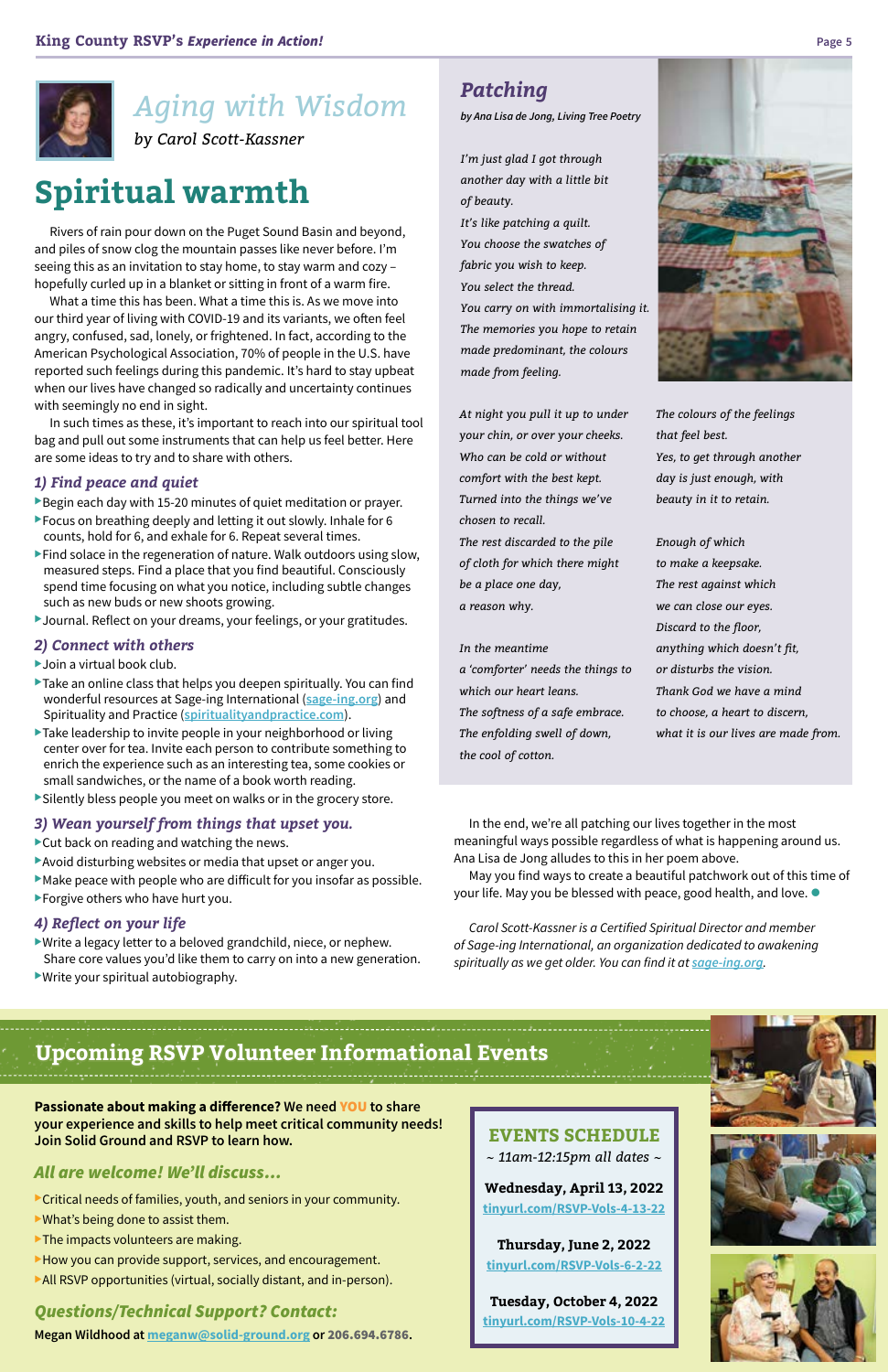# Aging with Wisdom

*by Carol Scott-Kassner*

## Spiritual warmth

Rivers of rain pour down on the Puget Sound Basin and beyond, and piles of snow clog the mountain passes like never before. I'm seeing this as an invitation to stay home, to stay warm and cozy – hopefully curled up in a blanket or sitting in front of a warm fire.

What a time this has been. What a time this is. As we move into our third year of living with COVID-19 and its variants, we often feel angry, confused, sad, lonely, or frightened. In fact, according to the American Psychological Association, 70% of people in the U.S. have reported such feelings during this pandemic. It's hard to stay upbeat when our lives have changed so radically and uncertainty continues with seemingly no end in sight.

In such times as these, it's important to reach into our spiritual tool bag and pull out some instruments that can help us feel better. Here are some ideas to try and to share with others.

### 1) Find peace and quiet

- Begin each day with 15-20 minutes of quiet meditation or prayer.
- Focus on breathing deeply and letting it out slowly. Inhale for 6 counts, hold for 6, and exhale for 6. Repeat several times.
- Find solace in the regeneration of nature. Walk outdoors using slow, measured steps. Find a place that you find beautiful. Consciously spend time focusing on what you notice, including subtle changes such as new buds or new shoots growing.
- Journal. Reflect on your dreams, your feelings, or your gratitudes.

### 2) Connect with others

- Join a virtual book club.
- Take an online class that helps you deepen spiritually. You can find wonderful resources at Sage-ing International (sage-ing.org) and Spirituality and Practice (spiritualityandpractice.com).
- Take leadership to invite people in your neighborhood or living center over for tea. Invite each person to contribute something to enrich the experience such as an interesting tea, some cookies or small sandwiches, or the name of a book worth reading.
- Silently bless people you meet on walks or in the grocery store.

### 3) Wean yourself from things that upset you.

- Cut back on reading and watching the news.
- Avoid disturbing websites or media that upset or anger you.
- Make peace with people who are difficult for you insofar as possible.
- Forgive others who have hurt you.

### 4) Reflect on your life

- Write a legacy letter to a beloved grandchild, niece, or nephew. Share core values you'd like them to carry on into a new generation.
- Write your spiritual autobiography.

### *Patching*

*by Ana Lisa de Jong, Living Tree Poetry*

*I'm just glad I got through*
*another day with a little bit*
*of beauty.*
*It's like patching a quilt.*
*You choose the swatches of*
*fabric you wish to keep.*
*You select the thread.*
*You carry on with immortalising it.*
*The memories you hope to retain*
*made predominant, the colours*
*made from feeling.*

*At night you pull it up to under*
*your chin, or over your cheeks.*
*Who can be cold or without*
*comfort with the best kept.*
*Turned into the things we've*
*chosen to recall.*
*The rest discarded to the pile*
*of cloth for which there might*
*be a place one day,*
*a reason why.*

*In the meantime*
*a 'comforter' needs the things to*
*which our heart leans.*
*The softness of a safe embrace.*
*The enfolding swell of down,*
*the cool of cotton.*

*The colours of the feelings*
*that feel best.*
*Yes, to get through another*
*day is just enough, with*
*beauty in it to retain.*

*Enough of which*
*to make a keepsake.*
*The rest against which*
*we can close our eyes.*
*Discard to the floor,*
*anything which doesn't fit,*
*or disturbs the vision.*
*Thank God we have a mind*
*to choose, a heart to discern,*
*what it is our lives are made from.*

In the end, we're all patching our lives together in the most meaningful ways possible regardless of what is happening around us. Ana Lisa de Jong alludes to this in her poem above.

May you find ways to create a beautiful patchwork out of this time of your life. May you be blessed with peace, good health, and love. ●

*Carol Scott-Kassner is a Certified Spiritual Director and member of Sage-ing International, an organization dedicated to awakening spiritually as we get older. You can find it at sage-ing.org.*

## Upcoming RSVP Volunteer Informational Events

**Passionate about making a difference? We need YOU to share your experience and skills to help meet critical community needs! Join Solid Ground and RSVP to learn how.**

### *All are welcome! We'll discuss…*

- Critical needs of families, youth, and seniors in your community.
- What's being done to assist them.
- The impacts volunteers are making.
- How you can provide support, services, and encouragement.
- All RSVP opportunities (virtual, socially distant, and in-person).

### *Questions/Technical Support? Contact:*

**Megan Wildhood at meganw@solid-ground.org or 206.694.6786.**

### EVENTS SCHEDULE

*~ 11am-12:15pm all dates ~*

**Wednesday, April 13, 2022**
tinyurl.com/RSVP-Vols-4-13-22

**Thursday, June 2, 2022**
tinyurl.com/RSVP-Vols-6-2-22

**Tuesday, October 4, 2022**
tinyurl.com/RSVP-Vols-10-4-22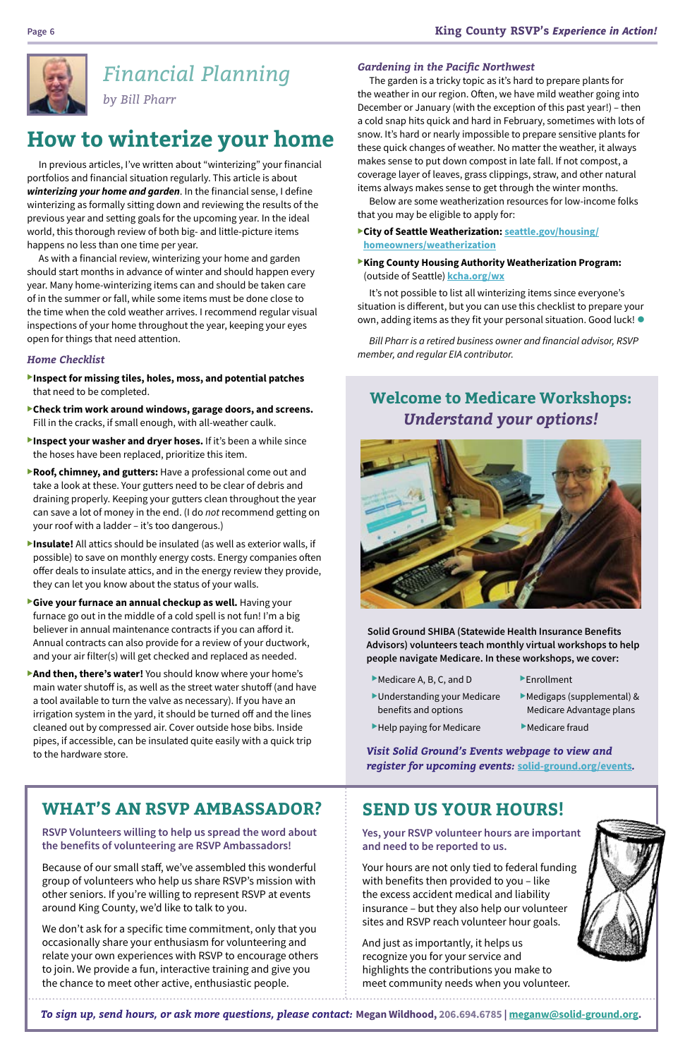## Financial Planning

*by Bill Pharr*

# How to winterize your home

In previous articles, I've written about "winterizing" your financial portfolios and financial situation regularly. This article is about ***winterizing your home and garden***. In the financial sense, I define winterizing as formally sitting down and reviewing the results of the previous year and setting goals for the upcoming year. In the ideal world, this thorough review of both big- and little-picture items happens no less than one time per year.

As with a financial review, winterizing your home and garden should start months in advance of winter and should happen every year. Many home-winterizing items can and should be taken care of in the summer or fall, while some items must be done close to the time when the cold weather arrives. I recommend regular visual inspections of your home throughout the year, keeping your eyes open for things that need attention.

### *Home Checklist*

- **Inspect for missing tiles, holes, moss, and potential patches** that need to be completed.
- **Check trim work around windows, garage doors, and screens.** Fill in the cracks, if small enough, with all-weather caulk.
- **Inspect your washer and dryer hoses.** If it's been a while since the hoses have been replaced, prioritize this item.
- **Roof, chimney, and gutters:** Have a professional come out and take a look at these. Your gutters need to be clear of debris and draining properly. Keeping your gutters clean throughout the year can save a lot of money in the end. (I do *not* recommend getting on your roof with a ladder – it's too dangerous.)
- **Insulate!** All attics should be insulated (as well as exterior walls, if possible) to save on monthly energy costs. Energy companies often offer deals to insulate attics, and in the energy review they provide, they can let you know about the status of your walls.
- **Give your furnace an annual checkup as well.** Having your furnace go out in the middle of a cold spell is not fun! I'm a big believer in annual maintenance contracts if you can afford it. Annual contracts can also provide for a review of your ductwork, and your air filter(s) will get checked and replaced as needed.
- **And then, there's water!** You should know where your home's main water shutoff is, as well as the street water shutoff (and have a tool available to turn the valve as necessary). If you have an irrigation system in the yard, it should be turned off and the lines cleaned out by compressed air. Cover outside hose bibs. Inside pipes, if accessible, can be insulated quite easily with a quick trip to the hardware store.

### *Gardening in the Pacific Northwest*

The garden is a tricky topic as it's hard to prepare plants for the weather in our region. Often, we have mild weather going into December or January (with the exception of this past year!) – then a cold snap hits quick and hard in February, sometimes with lots of snow. It's hard or nearly impossible to prepare sensitive plants for these quick changes of weather. No matter the weather, it always makes sense to put down compost in late fall. If not compost, a coverage layer of leaves, grass clippings, straw, and other natural items always makes sense to get through the winter months.

Below are some weatherization resources for low-income folks that you may be eligible to apply for:

- **City of Seattle Weatherization:** seattle.gov/housing/homeowners/weatherization
- **King County Housing Authority Weatherization Program:** (outside of Seattle) kcha.org/wx

It's not possible to list all winterizing items since everyone's situation is different, but you can use this checklist to prepare your own, adding items as they fit your personal situation. Good luck!

*Bill Pharr is a retired business owner and financial advisor, RSVP member, and regular EIA contributor.*

## Welcome to Medicare Workshops: *Understand your options!*

**Solid Ground SHIBA (Statewide Health Insurance Benefits Advisors) volunteers teach monthly virtual workshops to help people navigate Medicare. In these workshops, we cover:**

- Medicare A, B, C, and D
- Understanding your Medicare benefits and options
- Help paying for Medicare
- Enrollment
- Medigaps (supplemental) & Medicare Advantage plans
- Medicare fraud

***Visit Solid Ground's Events webpage to view and register for upcoming events:*** solid-ground.org/events.

## WHAT'S AN RSVP AMBASSADOR?

**RSVP Volunteers willing to help us spread the word about the benefits of volunteering are RSVP Ambassadors!**

Because of our small staff, we've assembled this wonderful group of volunteers who help us share RSVP's mission with other seniors. If you're willing to represent RSVP at events around King County, we'd like to talk to you.

We don't ask for a specific time commitment, only that you occasionally share your enthusiasm for volunteering and relate your own experiences with RSVP to encourage others to join. We provide a fun, interactive training and give you the chance to meet other active, enthusiastic people.

## SEND US YOUR HOURS!

**Yes, your RSVP volunteer hours are important and need to be reported to us.**

Your hours are not only tied to federal funding with benefits then provided to you – like the excess accident medical and liability insurance – but they also help our volunteer sites and RSVP reach volunteer hour goals.

And just as importantly, it helps us recognize you for your service and highlights the contributions you make to meet community needs when you volunteer.

***To sign up, send hours, or ask more questions, please contact:*** **Megan Wildhood, 206.694.6785 | meganw@solid-ground.org.**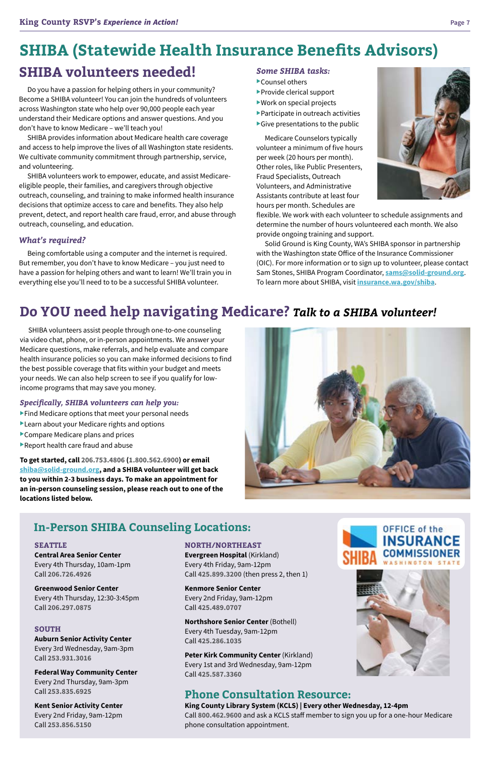# SHIBA (Statewide Health Insurance Benefits Advisors)

## SHIBA volunteers needed!

Do you have a passion for helping others in your community? Become a SHIBA volunteer! You can join the hundreds of volunteers across Washington state who help over 90,000 people each year understand their Medicare options and answer questions. And you don't have to know Medicare – we'll teach you!

SHIBA provides information about Medicare health care coverage and access to help improve the lives of all Washington state residents. We cultivate community commitment through partnership, service, and volunteering.

SHIBA volunteers work to empower, educate, and assist Medicare-eligible people, their families, and caregivers through objective outreach, counseling, and training to make informed health insurance decisions that optimize access to care and benefits. They also help prevent, detect, and report health care fraud, error, and abuse through outreach, counseling, and education.

### *What's required?*

Being comfortable using a computer and the internet is required. But remember, you don't have to know Medicare – you just need to have a passion for helping others and want to learn! We'll train you in everything else you'll need to to be a successful SHIBA volunteer.

### *Some SHIBA tasks:*

- Counsel others
- Provide clerical support
- Work on special projects
- Participate in outreach activities
- Give presentations to the public

Medicare Counselors typically volunteer a minimum of five hours per week (20 hours per month). Other roles, like Public Presenters, Fraud Specialists, Outreach Volunteers, and Administrative Assistants contribute at least four hours per month. Schedules are flexible. We work with each volunteer to schedule assignments and determine the number of hours volunteered each month. We also provide ongoing training and support.

Solid Ground is King County, WA's SHIBA sponsor in partnership with the Washington state Office of the Insurance Commissioner (OIC). For more information or to sign up to volunteer, please contact Sam Stones, SHIBA Program Coordinator, sams@solid-ground.org. To learn more about SHIBA, visit insurance.wa.gov/shiba.

## Do YOU need help navigating Medicare? *Talk to a SHIBA volunteer!*

SHIBA volunteers assist people through one-to-one counseling via video chat, phone, or in-person appointments. We answer your Medicare questions, make referrals, and help evaluate and compare health insurance policies so you can make informed decisions to find the best possible coverage that fits within your budget and meets your needs. We can also help screen to see if you qualify for low-income programs that may save you money.

### *Specifically, SHIBA volunteers can help you:*

- Find Medicare options that meet your personal needs
- Learn about your Medicare rights and options
- Compare Medicare plans and prices
- Report health care fraud and abuse

**To get started, call 206.753.4806 (1.800.562.6900) or email shiba@solid-ground.org, and a SHIBA volunteer will get back to you within 2-3 business days. To make an appointment for an in-person counseling session, please reach out to one of the locations listed below.**

## In-Person SHIBA Counseling Locations:

### SEATTLE

**Central Area Senior Center**
Every 4th Thursday, 10am-1pm
Call **206.726.4926**

**Greenwood Senior Center**
Every 4th Thursday, 12:30-3:45pm
Call **206.297.0875**

### SOUTH

**Auburn Senior Activity Center**
Every 3rd Wednesday, 9am-3pm
Call **253.931.3016**

**Federal Way Community Center**
Every 2nd Thursday, 9am-3pm
Call **253.835.6925**

**Kent Senior Activity Center**
Every 2nd Friday, 9am-12pm
Call **253.856.5150**

### NORTH/NORTHEAST

**Evergreen Hospital** (Kirkland)
Every 4th Friday, 9am-12pm
Call **425.899.3200** (then press 2, then 1)

**Kenmore Senior Center**
Every 2nd Friday, 9am-12pm
Call **425.489.0707**

**Northshore Senior Center** (Bothell)
Every 4th Tuesday, 9am-12pm
Call **425.286.1035**

**Peter Kirk Community Center** (Kirkland)
Every 1st and 3rd Wednesday, 9am-12pm
Call **425.587.3360**

## Phone Consultation Resource:

**King County Library System (KCLS) | Every other Wednesday, 12-4pm**
Call **800.462.9600** and ask a KCLS staff member to sign you up for a one-hour Medicare phone consultation appointment.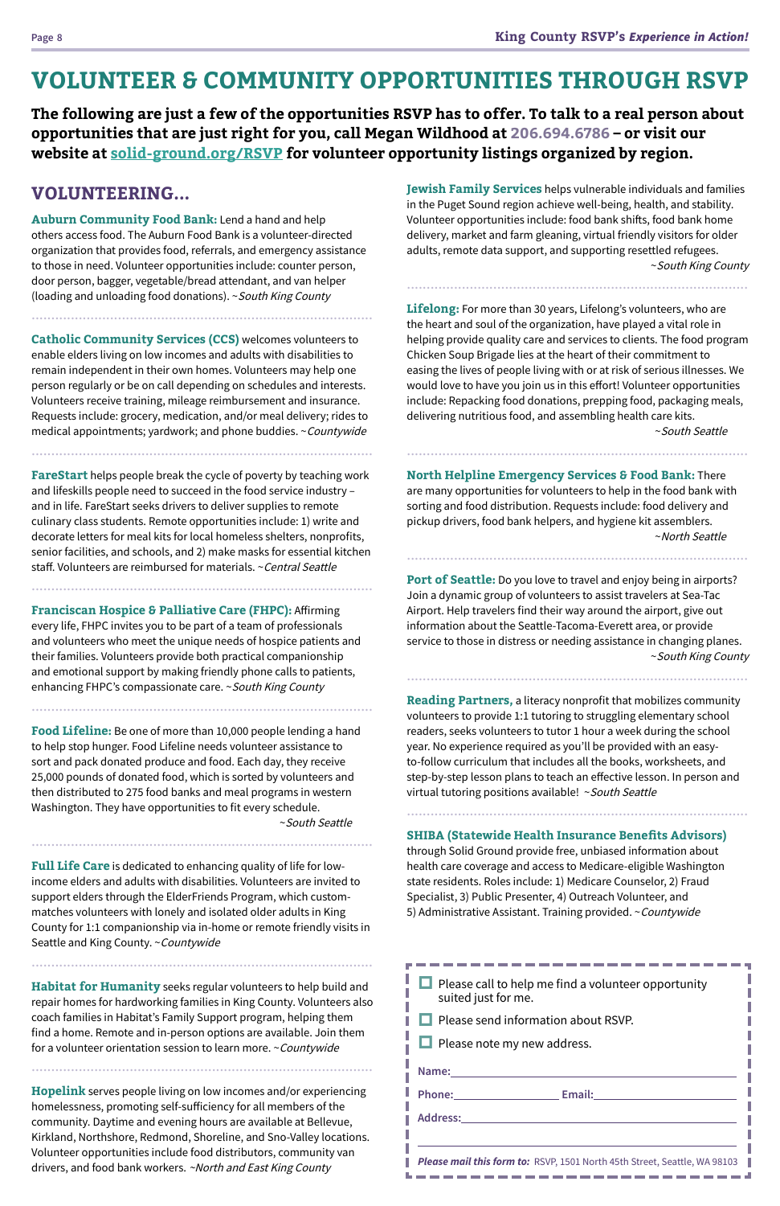# VOLUNTEER & COMMUNITY OPPORTUNITIES THROUGH RSVP

**The following are just a few of the opportunities RSVP has to offer. To talk to a real person about opportunities that are just right for you, call Megan Wildhood at 206.694.6786 – or visit our website at solid-ground.org/RSVP for volunteer opportunity listings organized by region.**

## VOLUNTEERING...

**Auburn Community Food Bank:** Lend a hand and help others access food. The Auburn Food Bank is a volunteer-directed organization that provides food, referrals, and emergency assistance to those in need. Volunteer opportunities include: counter person, door person, bagger, vegetable/bread attendant, and van helper (loading and unloading food donations). *~South King County*

**Catholic Community Services (CCS)** welcomes volunteers to enable elders living on low incomes and adults with disabilities to remain independent in their own homes. Volunteers may help one person regularly or be on call depending on schedules and interests. Volunteers receive training, mileage reimbursement and insurance. Requests include: grocery, medication, and/or meal delivery; rides to medical appointments; yardwork; and phone buddies. *~Countywide*

**FareStart** helps people break the cycle of poverty by teaching work and lifeskills people need to succeed in the food service industry – and in life. FareStart seeks drivers to deliver supplies to remote culinary class students. Remote opportunities include: 1) write and decorate letters for meal kits for local homeless shelters, nonprofits, senior facilities, and schools, and 2) make masks for essential kitchen staff. Volunteers are reimbursed for materials. *~Central Seattle*

**Franciscan Hospice & Palliative Care (FHPC):** Affirming every life, FHPC invites you to be part of a team of professionals and volunteers who meet the unique needs of hospice patients and their families. Volunteers provide both practical companionship and emotional support by making friendly phone calls to patients, enhancing FHPC's compassionate care. *~South King County*

**Food Lifeline:** Be one of more than 10,000 people lending a hand to help stop hunger. Food Lifeline needs volunteer assistance to sort and pack donated produce and food. Each day, they receive 25,000 pounds of donated food, which is sorted by volunteers and then distributed to 275 food banks and meal programs in western Washington. They have opportunities to fit every schedule. *~South Seattle*

**Full Life Care** is dedicated to enhancing quality of life for low-income elders and adults with disabilities. Volunteers are invited to support elders through the ElderFriends Program, which custom-matches volunteers with lonely and isolated older adults in King County for 1:1 companionship via in-home or remote friendly visits in Seattle and King County. *~Countywide*

**Habitat for Humanity** seeks regular volunteers to help build and repair homes for hardworking families in King County. Volunteers also coach families in Habitat's Family Support program, helping them find a home. Remote and in-person options are available. Join them for a volunteer orientation session to learn more. *~Countywide*

**Hopelink** serves people living on low incomes and/or experiencing homelessness, promoting self-sufficiency for all members of the community. Daytime and evening hours are available at Bellevue, Kirkland, Northshore, Redmond, Shoreline, and Sno-Valley locations. Volunteer opportunities include food distributors, community van drivers, and food bank workers. *~North and East King County*

**Jewish Family Services** helps vulnerable individuals and families in the Puget Sound region achieve well-being, health, and stability. Volunteer opportunities include: food bank shifts, food bank home delivery, market and farm gleaning, virtual friendly visitors for older adults, remote data support, and supporting resettled refugees. *~South King County*

**Lifelong:** For more than 30 years, Lifelong's volunteers, who are the heart and soul of the organization, have played a vital role in helping provide quality care and services to clients. The food program Chicken Soup Brigade lies at the heart of their commitment to easing the lives of people living with or at risk of serious illnesses. We would love to have you join us in this effort! Volunteer opportunities include: Repacking food donations, prepping food, packaging meals, delivering nutritious food, and assembling health care kits. *~South Seattle*

**North Helpline Emergency Services & Food Bank:** There are many opportunities for volunteers to help in the food bank with sorting and food distribution. Requests include: food delivery and pickup drivers, food bank helpers, and hygiene kit assemblers. *~North Seattle*

**Port of Seattle:** Do you love to travel and enjoy being in airports? Join a dynamic group of volunteers to assist travelers at Sea-Tac Airport. Help travelers find their way around the airport, give out information about the Seattle-Tacoma-Everett area, or provide service to those in distress or needing assistance in changing planes. *~South King County*

**Reading Partners,** a literacy nonprofit that mobilizes community volunteers to provide 1:1 tutoring to struggling elementary school readers, seeks volunteers to tutor 1 hour a week during the school year. No experience required as you'll be provided with an easy-to-follow curriculum that includes all the books, worksheets, and step-by-step lesson plans to teach an effective lesson. In person and virtual tutoring positions available! *~South Seattle*

**SHIBA (Statewide Health Insurance Benefits Advisors)** through Solid Ground provide free, unbiased information about health care coverage and access to Medicare-eligible Washington state residents. Roles include: 1) Medicare Counselor, 2) Fraud Specialist, 3) Public Presenter, 4) Outreach Volunteer, and 5) Administrative Assistant. Training provided. *~Countywide*

---

☐ Please call to help me find a volunteer opportunity suited just for me.

☐ Please send information about RSVP.

☐ Please note my new address.

Name: ______________________________

Phone: ________________ Email: ________________

Address: ______________________________

______________________________

***Please mail this form to:*** RSVP, 1501 North 45th Street, Seattle, WA 98103